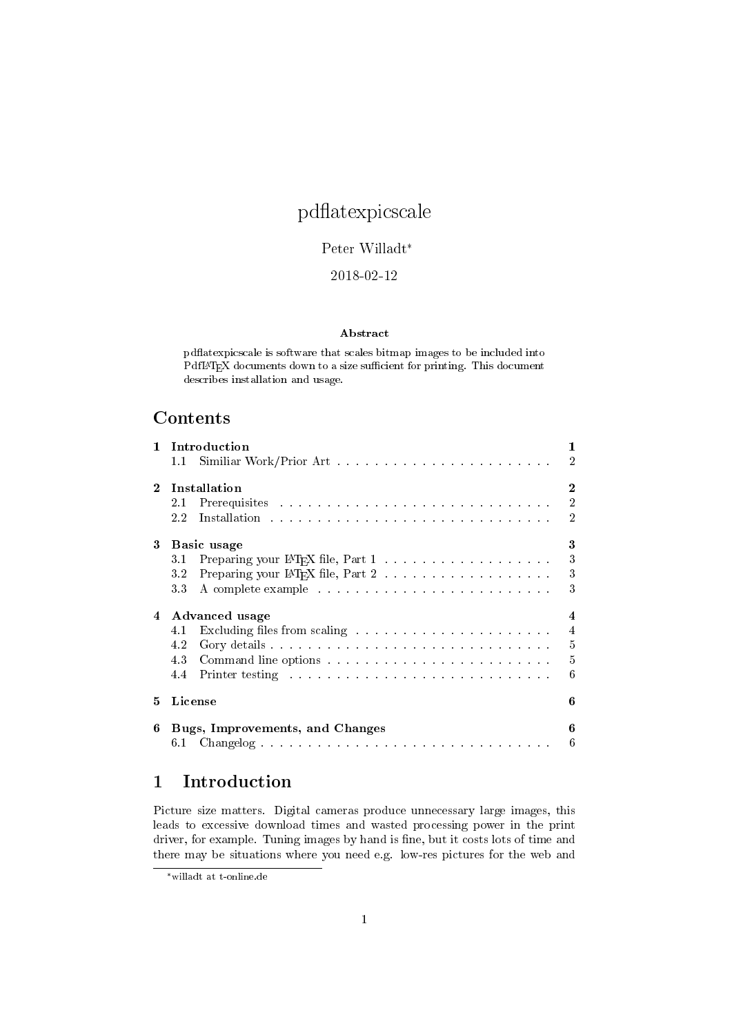# pdflatexpicscale

Peter Willadt[*]

2018-02-12

**Abstract**

pdflatexpicscale is software that scales bitmap images to be included into PdfLaTeX documents down to a size sufficient for printing. This document describes installation and usage.

## Contents

- 1 Introduction — 1
  - 1.1 Similiar Work/Prior Art — 2
- 2 Installation — 2
  - 2.1 Prerequisites — 2
  - 2.2 Installation — 2
- 3 Basic usage — 3
  - 3.1 Preparing your LaTeX file, Part 1 — 3
  - 3.2 Preparing your LaTeX file, Part 2 — 3
  - 3.3 A complete example — 3
- 4 Advanced usage — 4
  - 4.1 Excluding files from scaling — 4
  - 4.2 Gory details — 5
  - 4.3 Command line options — 5
  - 4.4 Printer testing — 6
- 5 License — 6
- 6 Bugs, Improvements, and Changes — 6
  - 6.1 Changelog — 6

## 1 Introduction

Picture size matters. Digital cameras produce unnecessary large images, this leads to excessive download times and wasted processing power in the print driver, for example. Tuning images by hand is fine, but it costs lots of time and there may be situations where you need e.g. low-res pictures for the web and

[*] willadt at t-online.de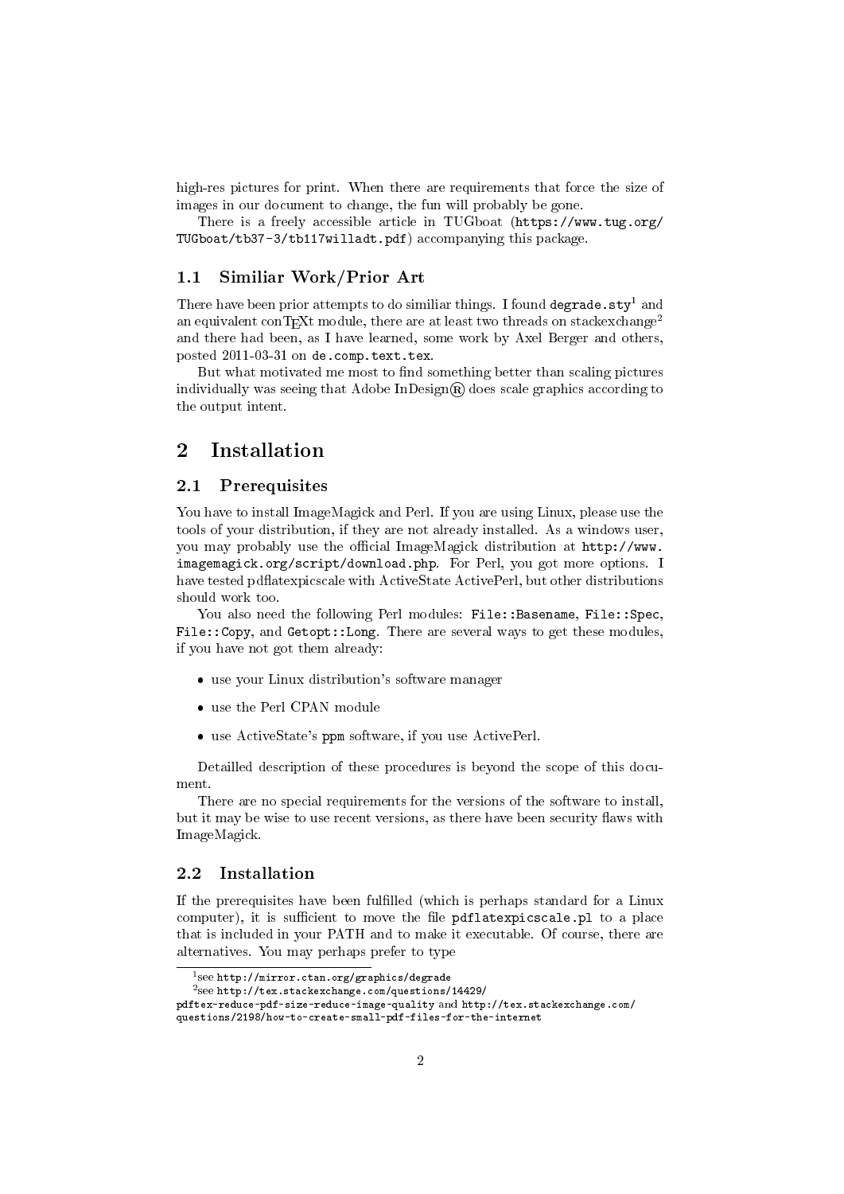high-res pictures for print. When there are requirements that force the size of images in our document to change, the fun will probably be gone.

There is a freely accessible article in TUGboat (`https://www.tug.org/TUGboat/tb37-3/tb117willadt.pdf`) accompanying this package.

### 1.1 Similiar Work/Prior Art

There have been prior attempts to do similiar things. I found `degrade.sty`[1] and an equivalent conTEXt module, there are at least two threads on stackexchange[2] and there had been, as I have learned, some work by Axel Berger and others, posted 2011-03-31 on `de.comp.text.tex`.

But what motivated me most to find something better than scaling pictures individually was seeing that Adobe InDesign® does scale graphics according to the output intent.

## 2 Installation

### 2.1 Prerequisites

You have to install ImageMagick and Perl. If you are using Linux, please use the tools of your distribution, if they are not already installed. As a windows user, you may probably use the official ImageMagick distribution at `http://www.imagemagick.org/script/download.php`. For Perl, you got more options. I have tested pdflatexpicscale with ActiveState ActivePerl, but other distributions should work too.

You also need the following Perl modules: `File::Basename`, `File::Spec`, `File::Copy`, and `Getopt::Long`. There are several ways to get these modules, if you have not got them already:

- use your Linux distribution's software manager
- use the Perl CPAN module
- use ActiveState's `ppm` software, if you use ActivePerl.

Detailled description of these procedures is beyond the scope of this document.

There are no special requirements for the versions of the software to install, but it may be wise to use recent versions, as there have been security flaws with ImageMagick.

### 2.2 Installation

If the prerequisites have been fulfilled (which is perhaps standard for a Linux computer), it is sufficient to move the file `pdflatexpicscale.pl` to a place that is included in your PATH and to make it executable. Of course, there are alternatives. You may perhaps prefer to type

[1] see `http://mirror.ctan.org/graphics/degrade`

[2] see `http://tex.stackexchange.com/questions/14429/pdftex-reduce-pdf-size-reduce-image-quality` and `http://tex.stackexchange.com/questions/2198/how-to-create-small-pdf-files-for-the-internet`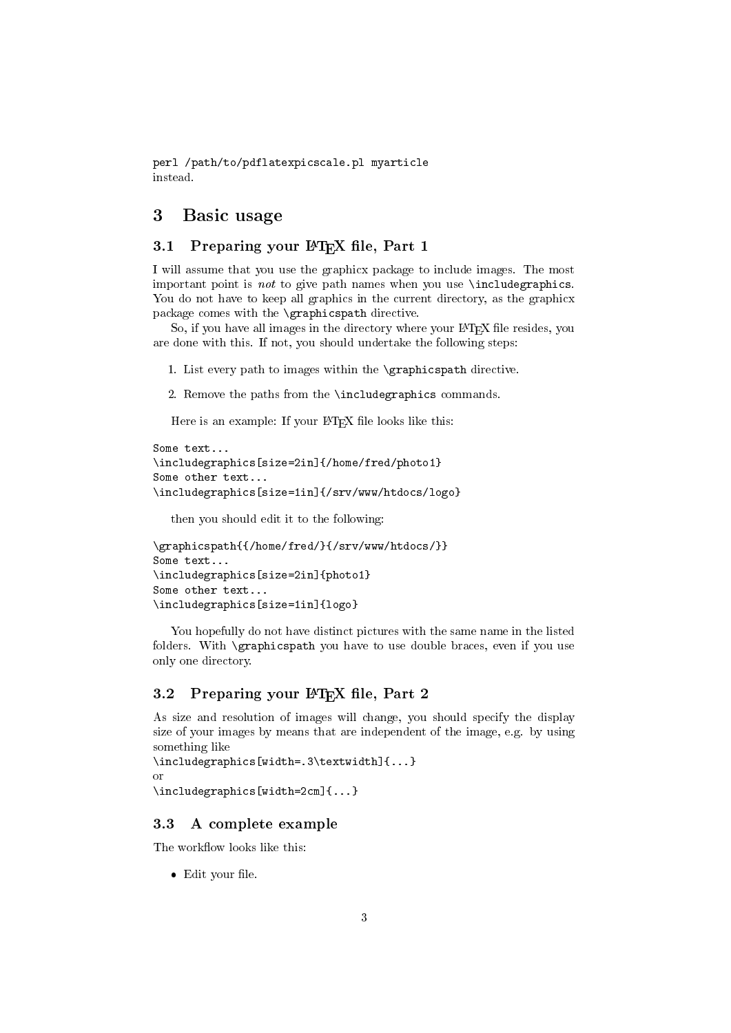```
perl /path/to/pdflatexpicscale.pl myarticle
```
instead.

## 3 Basic usage

### 3.1 Preparing your LaTeX file, Part 1

I will assume that you use the graphicx package to include images. The most important point is *not* to give path names when you use `\includegraphics`. You do not have to keep all graphics in the current directory, as the graphicx package comes with the `\graphicspath` directive.

So, if you have all images in the directory where your LaTeX file resides, you are done with this. If not, you should undertake the following steps:

1. List every path to images within the `\graphicspath` directive.
2. Remove the paths from the `\includegraphics` commands.

Here is an example: If your LaTeX file looks like this:

```
Some text...
\includegraphics[size=2in]{/home/fred/photo1}
Some other text...
\includegraphics[size=1in]{/srv/www/htdocs/logo}
```

then you should edit it to the following:

```
\graphicspath{{/home/fred/}{/srv/www/htdocs/}}
Some text...
\includegraphics[size=2in]{photo1}
Some other text...
\includegraphics[size=1in]{logo}
```

You hopefully do not have distinct pictures with the same name in the listed folders. With `\graphicspath` you have to use double braces, even if you use only one directory.

### 3.2 Preparing your LaTeX file, Part 2

As size and resolution of images will change, you should specify the display size of your images by means that are independent of the image, e.g. by using something like

```
\includegraphics[width=.3\textwidth]{...}
```
or
```
\includegraphics[width=2cm]{...}
```

### 3.3 A complete example

The workflow looks like this:

- Edit your file.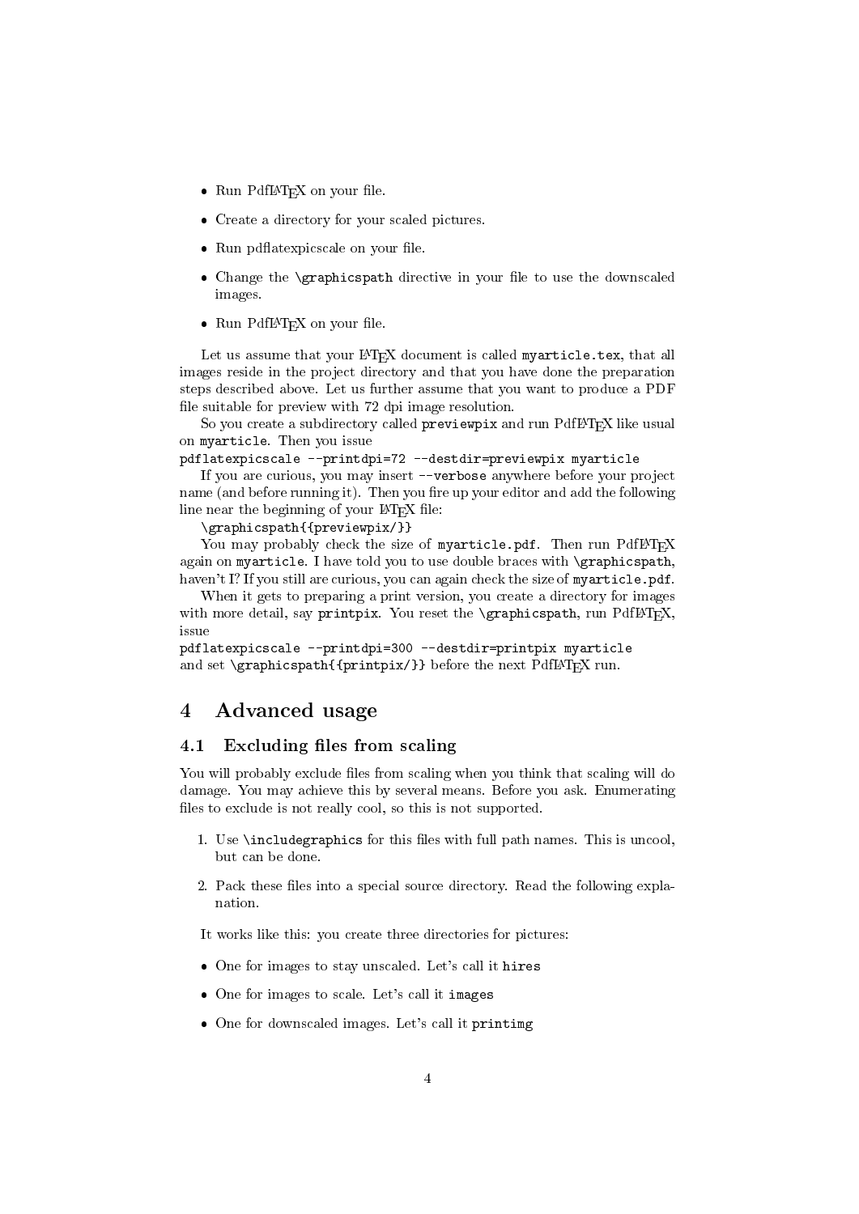- Run PdfLATEX on your file.
- Create a directory for your scaled pictures.
- Run pdflatexpicscale on your file.
- Change the `\graphicspath` directive in your file to use the downscaled images.
- Run PdfLATEX on your file.

Let us assume that your LATEX document is called `myarticle.tex`, that all images reside in the project directory and that you have done the preparation steps described above. Let us further assume that you want to produce a PDF file suitable for preview with 72 dpi image resolution.

So you create a subdirectory called `previewpix` and run PdfLATEX like usual on `myarticle`. Then you issue

```
pdflatexpicscale --printdpi=72 --destdir=previewpix myarticle
```

If you are curious, you may insert `--verbose` anywhere before your project name (and before running it). Then you fire up your editor and add the following line near the beginning of your LATEX file:

```
\graphicspath{{previewpix/}}
```

You may probably check the size of `myarticle.pdf`. Then run PdfLATEX again on `myarticle`. I have told you to use double braces with `\graphicspath`, haven't I? If you still are curious, you can again check the size of `myarticle.pdf`.

When it gets to preparing a print version, you create a directory for images with more detail, say `printpix`. You reset the `\graphicspath`, run PdfLATEX, issue

```
pdflatexpicscale --printdpi=300 --destdir=printpix myarticle
```

and set `\graphicspath{{printpix/}}` before the next PdfLATEX run.

# 4 Advanced usage

## 4.1 Excluding files from scaling

You will probably exclude files from scaling when you think that scaling will do damage. You may achieve this by several means. Before you ask. Enumerating files to exclude is not really cool, so this is not supported.

1. Use `\includegraphics` for this files with full path names. This is uncool, but can be done.
2. Pack these files into a special source directory. Read the following explanation.

It works like this: you create three directories for pictures:

- One for images to stay unscaled. Let's call it `hires`
- One for images to scale. Let's call it `images`
- One for downscaled images. Let's call it `printimg`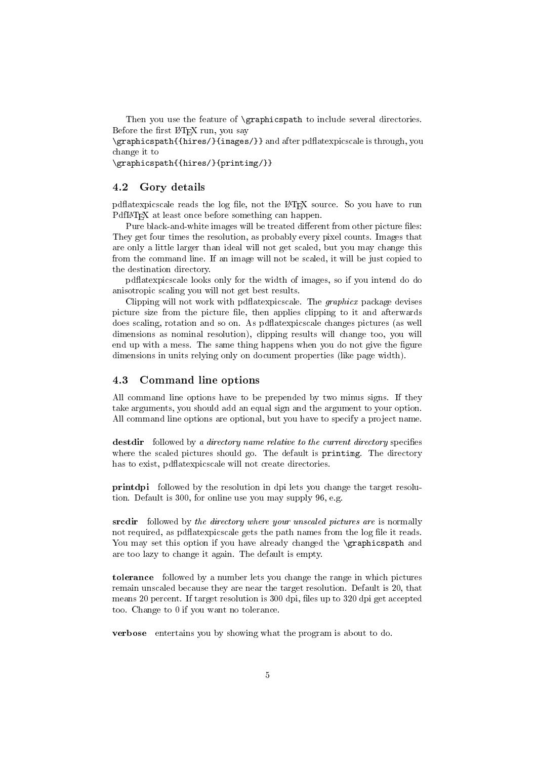Then you use the feature of `\graphicspath` to include several directories. Before the first LaTeX run, you say
`\graphicspath{{hires/}{images/}}` and after pdflatexpicscale is through, you change it to
`\graphicspath{{hires/}{printimg/}}`

## 4.2 Gory details

pdflatexpicscale reads the log file, not the LaTeX source. So you have to run PdfLaTeX at least once before something can happen.

Pure black-and-white images will be treated different from other picture files: They get four times the resolution, as probably every pixel counts. Images that are only a little larger than ideal will not get scaled, but you may change this from the command line. If an image will not be scaled, it will be just copied to the destination directory.

pdflatexpicscale looks only for the width of images, so if you intend do do anisotropic scaling you will not get best results.

Clipping will not work with pdflatexpicscale. The *graphicx* package devises picture size from the picture file, then applies clipping to it and afterwards does scaling, rotation and so on. As pdflatexpicscale changes pictures (as well dimensions as nominal resolution), clipping results will change too, you will end up with a mess. The same thing happens when you do not give the figure dimensions in units relying only on document properties (like page width).

## 4.3 Command line options

All command line options have to be prepended by two minus signs. If they take arguments, you should add an equal sign and the argument to your option. All command line options are optional, but you have to specify a project name.

**destdir** followed by *a directory name relative to the current directory* specifies where the scaled pictures should go. The default is `printimg`. The directory has to exist, pdflatexpicscale will not create directories.

**printdpi** followed by the resolution in dpi lets you change the target resolution. Default is 300, for online use you may supply 96, e.g.

**srcdir** followed by *the directory where your unscaled pictures are* is normally not required, as pdflatexpicscale gets the path names from the log file it reads. You may set this option if you have already changed the `\graphicspath` and are too lazy to change it again. The default is empty.

**tolerance** followed by a number lets you change the range in which pictures remain unscaled because they are near the target resolution. Default is 20, that means 20 percent. If target resolution is 300 dpi, files up to 320 dpi get accepted too. Change to 0 if you want no tolerance.

**verbose** entertains you by showing what the program is about to do.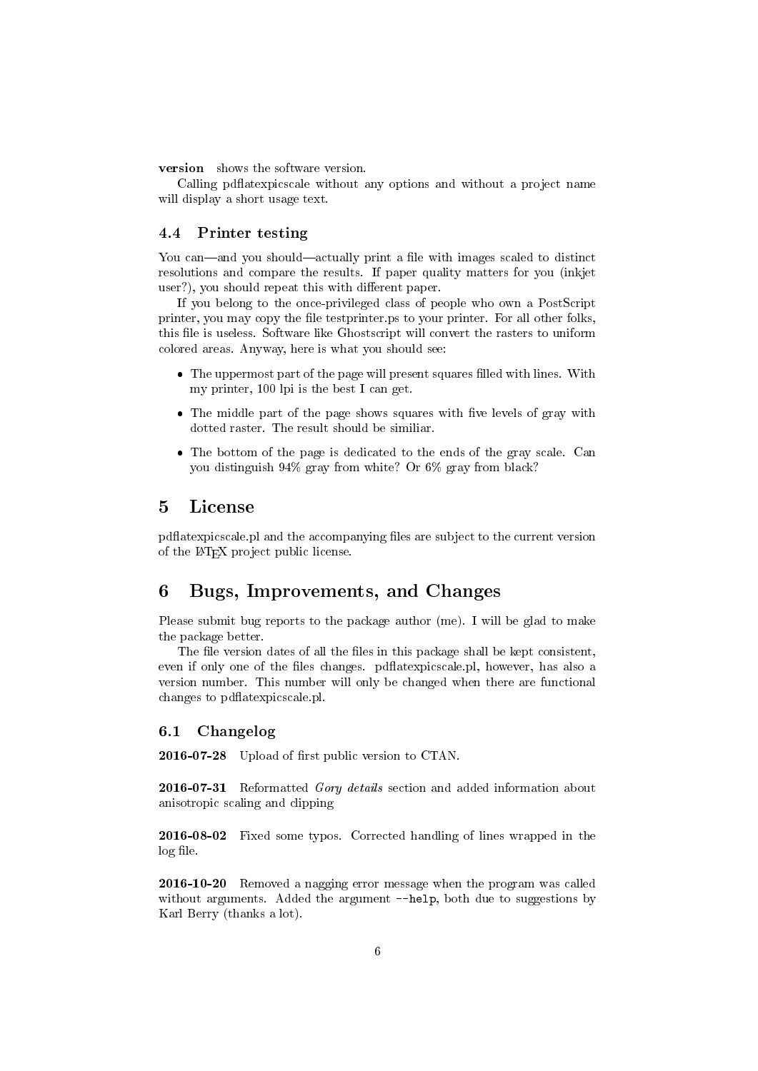**version** shows the software version.

Calling pdflatexpicscale without any options and without a project name will display a short usage text.

### 4.4 Printer testing

You can—and you should—actually print a file with images scaled to distinct resolutions and compare the results. If paper quality matters for you (inkjet user?), you should repeat this with different paper.

If you belong to the once-privileged class of people who own a PostScript printer, you may copy the file testprinter.ps to your printer. For all other folks, this file is useless. Software like Ghostscript will convert the rasters to uniform colored areas. Anyway, here is what you should see:

- The uppermost part of the page will present squares filled with lines. With my printer, 100 lpi is the best I can get.
- The middle part of the page shows squares with five levels of gray with dotted raster. The result should be similiar.
- The bottom of the page is dedicated to the ends of the gray scale. Can you distinguish 94% gray from white? Or 6% gray from black?

## 5 License

pdflatexpicscale.pl and the accompanying files are subject to the current version of the LaTeX project public license.

## 6 Bugs, Improvements, and Changes

Please submit bug reports to the package author (me). I will be glad to make the package better.

The file version dates of all the files in this package shall be kept consistent, even if only one of the files changes. pdflatexpicscale.pl, however, has also a version number. This number will only be changed when there are functional changes to pdflatexpicscale.pl.

### 6.1 Changelog

**2016-07-28** Upload of first public version to CTAN.

**2016-07-31** Reformatted *Gory details* section and added information about anisotropic scaling and clipping

**2016-08-02** Fixed some typos. Corrected handling of lines wrapped in the log file.

**2016-10-20** Removed a nagging error message when the program was called without arguments. Added the argument `--help`, both due to suggestions by Karl Berry (thanks a lot).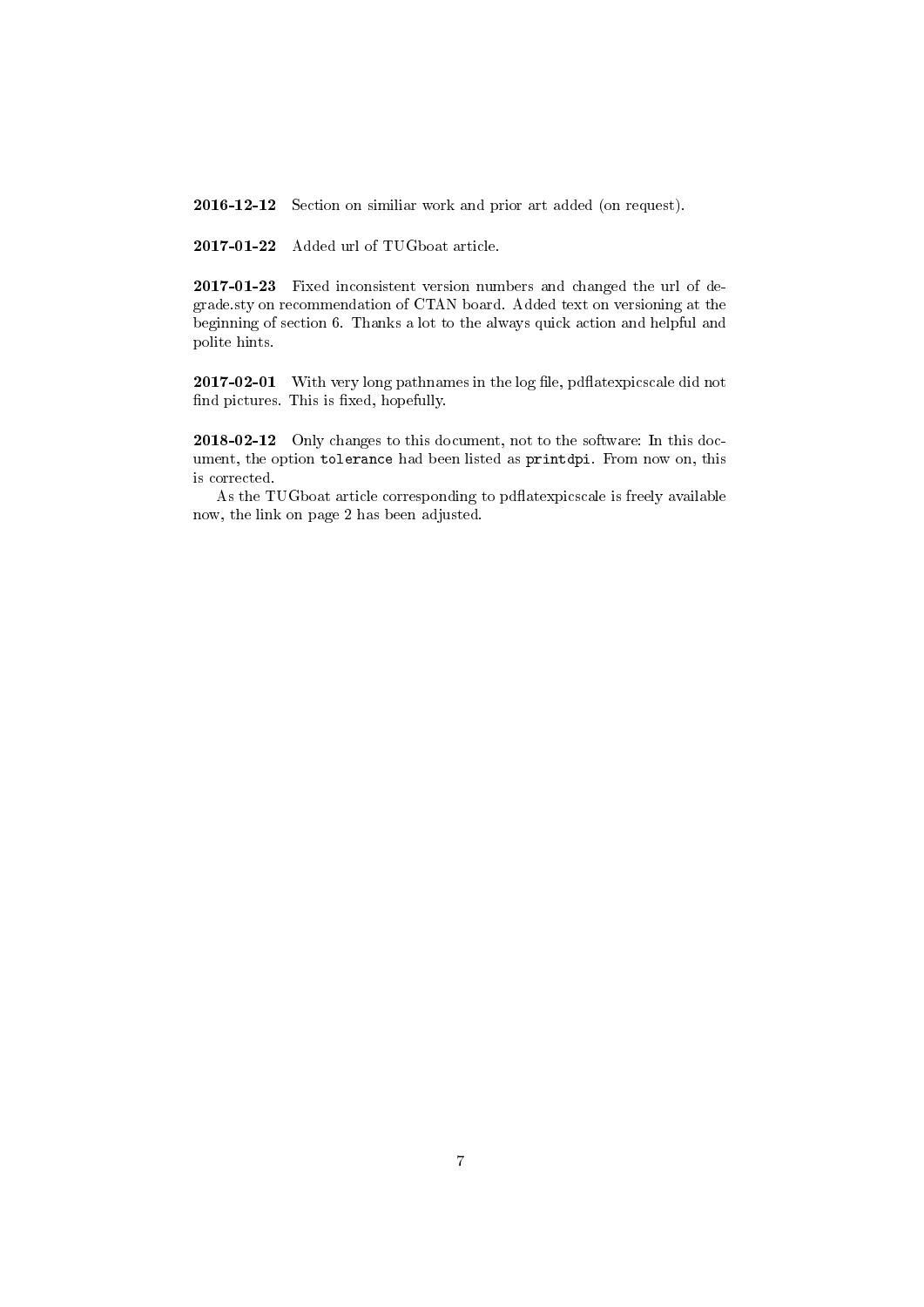**2016-12-12** Section on similiar work and prior art added (on request).

**2017-01-22** Added url of TUGboat article.

**2017-01-23** Fixed inconsistent version numbers and changed the url of degrade.sty on recommendation of CTAN board. Added text on versioning at the beginning of section 6. Thanks a lot to the always quick action and helpful and polite hints.

**2017-02-01** With very long pathnames in the log file, pdflatexpicscale did not find pictures. This is fixed, hopefully.

**2018-02-12** Only changes to this document, not to the software: In this document, the option `tolerance` had been listed as `printdpi`. From now on, this is corrected.

As the TUGboat article corresponding to pdflatexpicscale is freely available now, the link on page 2 has been adjusted.